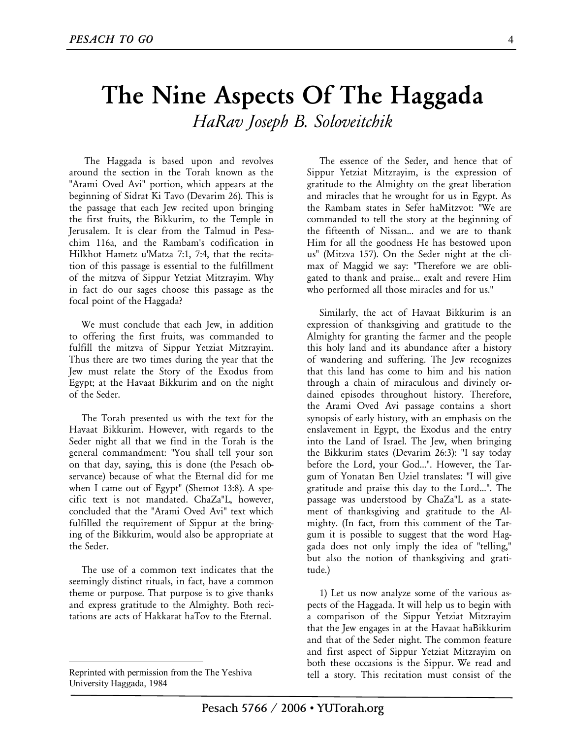# The Nine Aspects Of The Haggada

*HaRav Joseph B. Soloveitchik*

The Haggada is based upon and revolves around the section in the Torah known as the "Arami Oved Avi" portion, which appears at the beginning of Sidrat Ki Tavo (Devarim 26). This is the passage that each Jew recited upon bringing the first fruits, the Bikkurim, to the Temple in Jerusalem. It is clear from the Talmud in Pesachim 116a, and the Rambam's codification in Hilkhot Hametz u'Matza 7:1, 7:4, that the recitation of this passage is essential to the fulfillment of the mitzva of Sippur Yetziat Mitzrayim. Why in fact do our sages choose this passage as the focal point of the Haggada?

We must conclude that each Jew, in addition to offering the first fruits, was commanded to fulfill the mitzva of Sippur Yetziat Mitzrayim. Thus there are two times during the year that the Jew must relate the Story of the Exodus from Egypt; at the Havaat Bikkurim and on the night of the Seder.

The Torah presented us with the text for the Havaat Bikkurim. However, with regards to the Seder night all that we find in the Torah is the general commandment: "You shall tell your son on that day, saying, this is done (the Pesach observance) because of what the Eternal did for me when I came out of Egypt" (Shemot 13:8). A specific text is not mandated. ChaZa"L, however, concluded that the "Arami Oved Avi" text which fulfilled the requirement of Sippur at the bringing of the Bikkurim, would also be appropriate at the Seder.

The use of a common text indicates that the seemingly distinct rituals, in fact, have a common theme or purpose. That purpose is to give thanks and express gratitude to the Almighty. Both recitations are acts of Hakkarat haTov to the Eternal.

The essence of the Seder, and hence that of Sippur Yetziat Mitzrayim, is the expression of gratitude to the Almighty on the great liberation and miracles that he wrought for us in Egypt. As the Rambam states in Sefer haMitzvot: "We are commanded to tell the story at the beginning of the fifteenth of Nissan... and we are to thank Him for all the goodness He has bestowed upon us" (Mitzva 157). On the Seder night at the climax of Maggid we say: "Therefore we are obligated to thank and praise... exalt and revere Him who performed all those miracles and for us."

Similarly, the act of Havaat Bikkurim is an expression of thanksgiving and gratitude to the Almighty for granting the farmer and the people this holy land and its abundance after a history of wandering and suffering. The Jew recognizes that this land has come to him and his nation through a chain of miraculous and divinely ordained episodes throughout history. Therefore, the Arami Oved Avi passage contains a short synopsis of early history, with an emphasis on the enslavement in Egypt, the Exodus and the entry into the Land of Israel. The Jew, when bringing the Bikkurim states (Devarim 26:3): "I say today before the Lord, your God...". However, the Targum of Yonatan Ben Uziel translates: "I will give gratitude and praise this day to the Lord...". The passage was understood by ChaZa"L as a statement of thanksgiving and gratitude to the Almighty. (In fact, from this comment of the Targum it is possible to suggest that the word Haggada does not only imply the idea of "telling," but also the notion of thanksgiving and gratitude.)

1) Let us now analyze some of the various aspects of the Haggada. It will help us to begin with a comparison of the Sippur Yetziat Mitzrayim that the Jew engages in at the Havaat haBikkurim and that of the Seder night. The common feature and first aspect of Sippur Yetziat Mitzrayim on both these occasions is the Sippur. We read and tell a story. This recitation must consist of the

---

Reprinted with permission from the The Yeshiva University Haggada, 1984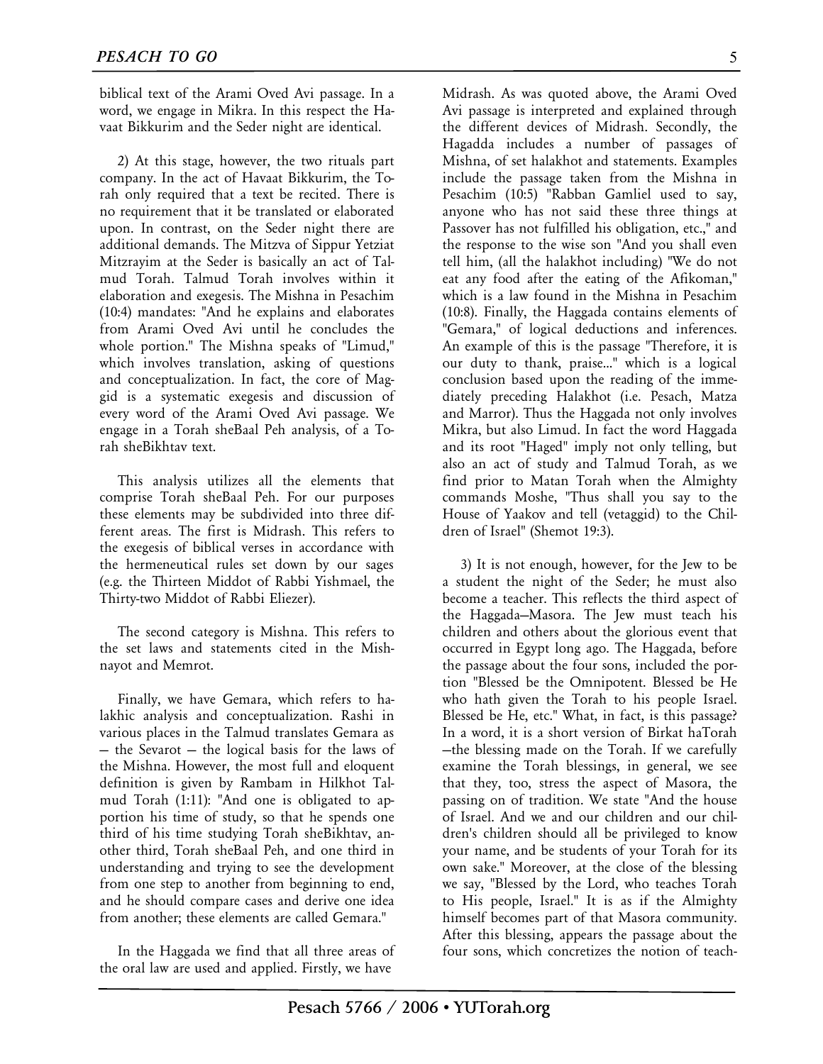biblical text of the Arami Oved Avi passage. In a word, we engage in Mikra. In this respect the Havaat Bikkurim and the Seder night are identical.

2) At this stage, however, the two rituals part company. In the act of Havaat Bikkurim, the Torah only required that a text be recited. There is no requirement that it be translated or elaborated upon. In contrast, on the Seder night there are additional demands. The Mitzva of Sippur Yetziat Mitzrayim at the Seder is basically an act of Talmud Torah. Talmud Torah involves within it elaboration and exegesis. The Mishna in Pesachim (10:4) mandates: "And he explains and elaborates from Arami Oved Avi until he concludes the whole portion." The Mishna speaks of "Limud," which involves translation, asking of questions and conceptualization. In fact, the core of Maggid is a systematic exegesis and discussion of every word of the Arami Oved Avi passage. We engage in a Torah sheBaal Peh analysis, of a Torah sheBikhtav text.

This analysis utilizes all the elements that comprise Torah sheBaal Peh. For our purposes these elements may be subdivided into three different areas. The first is Midrash. This refers to the exegesis of biblical verses in accordance with the hermeneutical rules set down by our sages (e.g. the Thirteen Middot of Rabbi Yishmael, the Thirty-two Middot of Rabbi Eliezer).

The second category is Mishna. This refers to the set laws and statements cited in the Mishnayot and Memrot.

Finally, we have Gemara, which refers to halakhic analysis and conceptualization. Rashi in various places in the Talmud translates Gemara as – the Sevarot – the logical basis for the laws of the Mishna. However, the most full and eloquent definition is given by Rambam in Hilkhot Talmud Torah (1:11): "And one is obligated to apportion his time of study, so that he spends one third of his time studying Torah sheBikhtav, another third, Torah sheBaal Peh, and one third in understanding and trying to see the development from one step to another from beginning to end, and he should compare cases and derive one idea from another; these elements are called Gemara."

In the Haggada we find that all three areas of the oral law are used and applied. Firstly, we have Midrash. As was quoted above, the Arami Oved Avi passage is interpreted and explained through the different devices of Midrash. Secondly, the Hagadda includes a number of passages of Mishna, of set halakhot and statements. Examples include the passage taken from the Mishna in Pesachim (10:5) "Rabban Gamliel used to say, anyone who has not said these three things at Passover has not fulfilled his obligation, etc.," and the response to the wise son "And you shall even tell him, (all the halakhot including) "We do not eat any food after the eating of the Afikoman," which is a law found in the Mishna in Pesachim (10:8). Finally, the Haggada contains elements of "Gemara," of logical deductions and inferences. An example of this is the passage "Therefore, it is our duty to thank, praise..." which is a logical conclusion based upon the reading of the immediately preceding Halakhot (i.e. Pesach, Matza and Marror). Thus the Haggada not only involves Mikra, but also Limud. In fact the word Haggada and its root "Haged" imply not only telling, but also an act of study and Talmud Torah, as we find prior to Matan Torah when the Almighty commands Moshe, "Thus shall you say to the House of Yaakov and tell (vetaggid) to the Children of Israel" (Shemot 19:3).

3) It is not enough, however, for the Jew to be a student the night of the Seder; he must also become a teacher. This reflects the third aspect of the Haggada–Masora. The Jew must teach his children and others about the glorious event that occurred in Egypt long ago. The Haggada, before the passage about the four sons, included the portion "Blessed be the Omnipotent. Blessed be He who hath given the Torah to his people Israel. Blessed be He, etc." What, in fact, is this passage? In a word, it is a short version of Birkat haTorah –the blessing made on the Torah. If we carefully examine the Torah blessings, in general, we see that they, too, stress the aspect of Masora, the passing on of tradition. We state "And the house of Israel. And we and our children and our children's children should all be privileged to know your name, and be students of your Torah for its own sake." Moreover, at the close of the blessing we say, "Blessed by the Lord, who teaches Torah to His people, Israel." It is as if the Almighty himself becomes part of that Masora community. After this blessing, appears the passage about the four sons, which concretizes the notion of teach-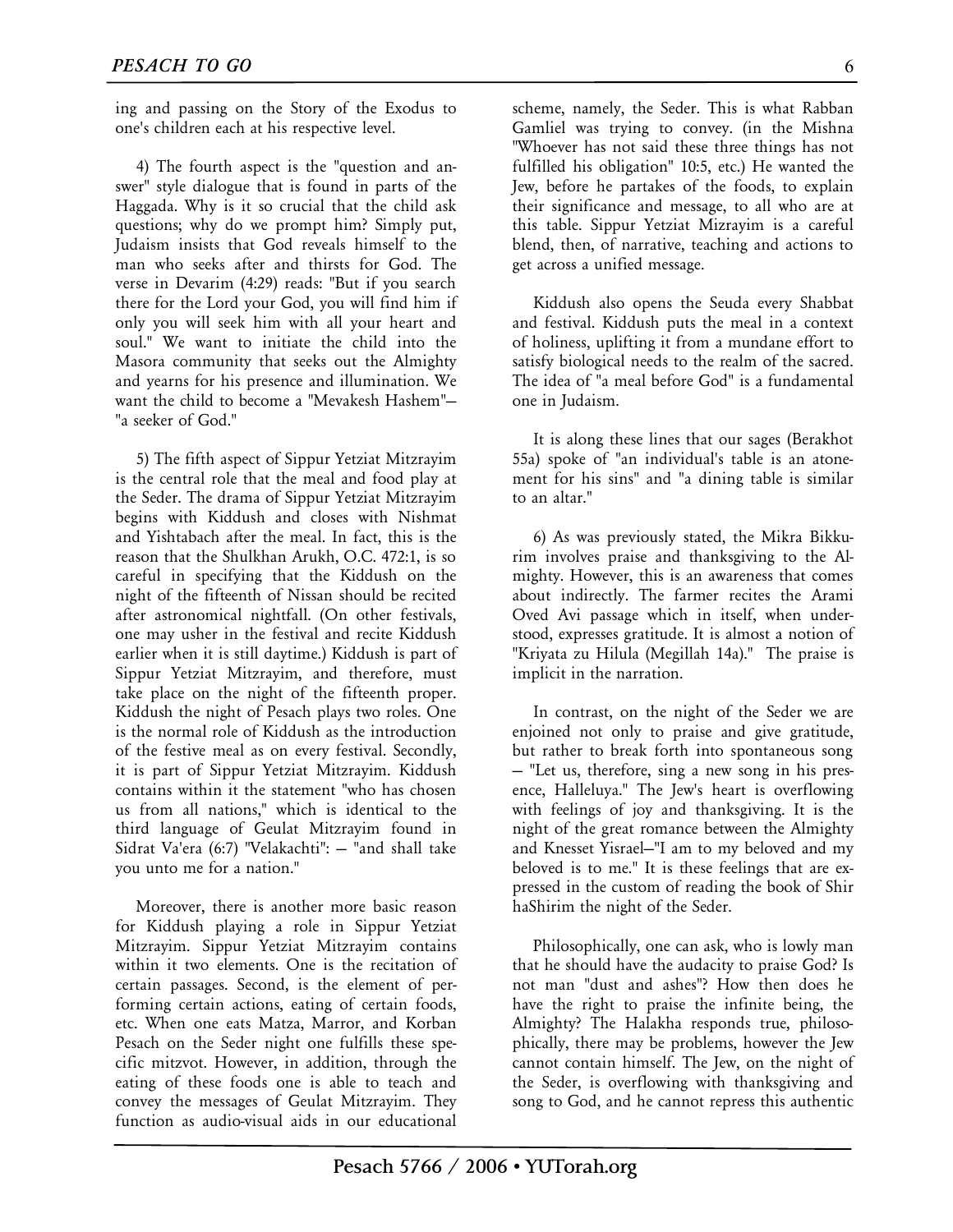ing and passing on the Story of the Exodus to one's children each at his respective level.

4) The fourth aspect is the "question and answer" style dialogue that is found in parts of the Haggada. Why is it so crucial that the child ask questions; why do we prompt him? Simply put, Judaism insists that God reveals himself to the man who seeks after and thirsts for God. The verse in Devarim (4:29) reads: "But if you search there for the Lord your God, you will find him if only you will seek him with all your heart and soul." We want to initiate the child into the Masora community that seeks out the Almighty and yearns for his presence and illumination. We want the child to become a "Mevakesh Hashem"– "a seeker of God."

5) The fifth aspect of Sippur Yetziat Mitzrayim is the central role that the meal and food play at the Seder. The drama of Sippur Yetziat Mitzrayim begins with Kiddush and closes with Nishmat and Yishtabach after the meal. In fact, this is the reason that the Shulkhan Arukh, O.C. 472:1, is so careful in specifying that the Kiddush on the night of the fifteenth of Nissan should be recited after astronomical nightfall. (On other festivals, one may usher in the festival and recite Kiddush earlier when it is still daytime.) Kiddush is part of Sippur Yetziat Mitzrayim, and therefore, must take place on the night of the fifteenth proper. Kiddush the night of Pesach plays two roles. One is the normal role of Kiddush as the introduction of the festive meal as on every festival. Secondly, it is part of Sippur Yetziat Mitzrayim. Kiddush contains within it the statement "who has chosen us from all nations," which is identical to the third language of Geulat Mitzrayim found in Sidrat Va'era (6:7) "Velakachti": – "and shall take you unto me for a nation."

Moreover, there is another more basic reason for Kiddush playing a role in Sippur Yetziat Mitzrayim. Sippur Yetziat Mitzrayim contains within it two elements. One is the recitation of certain passages. Second, is the element of performing certain actions, eating of certain foods, etc. When one eats Matza, Marror, and Korban Pesach on the Seder night one fulfills these specific mitzvot. However, in addition, through the eating of these foods one is able to teach and convey the messages of Geulat Mitzrayim. They function as audio-visual aids in our educational scheme, namely, the Seder. This is what Rabban Gamliel was trying to convey. (in the Mishna "Whoever has not said these three things has not fulfilled his obligation" 10:5, etc.) He wanted the Jew, before he partakes of the foods, to explain their significance and message, to all who are at this table. Sippur Yetziat Mizrayim is a careful blend, then, of narrative, teaching and actions to get across a unified message.

Kiddush also opens the Seuda every Shabbat and festival. Kiddush puts the meal in a context of holiness, uplifting it from a mundane effort to satisfy biological needs to the realm of the sacred. The idea of "a meal before God" is a fundamental one in Judaism.

It is along these lines that our sages (Berakhot 55a) spoke of "an individual's table is an atonement for his sins" and "a dining table is similar to an altar."

6) As was previously stated, the Mikra Bikkurim involves praise and thanksgiving to the Almighty. However, this is an awareness that comes about indirectly. The farmer recites the Arami Oved Avi passage which in itself, when understood, expresses gratitude. It is almost a notion of "Kriyata zu Hilula (Megillah 14a)." The praise is implicit in the narration.

In contrast, on the night of the Seder we are enjoined not only to praise and give gratitude, but rather to break forth into spontaneous song – "Let us, therefore, sing a new song in his presence, Halleluya." The Jew's heart is overflowing with feelings of joy and thanksgiving. It is the night of the great romance between the Almighty and Knesset Yisrael–"I am to my beloved and my beloved is to me." It is these feelings that are expressed in the custom of reading the book of Shir haShirim the night of the Seder.

Philosophically, one can ask, who is lowly man that he should have the audacity to praise God? Is not man "dust and ashes"? How then does he have the right to praise the infinite being, the Almighty? The Halakha responds true, philosophically, there may be problems, however the Jew cannot contain himself. The Jew, on the night of the Seder, is overflowing with thanksgiving and song to God, and he cannot repress this authentic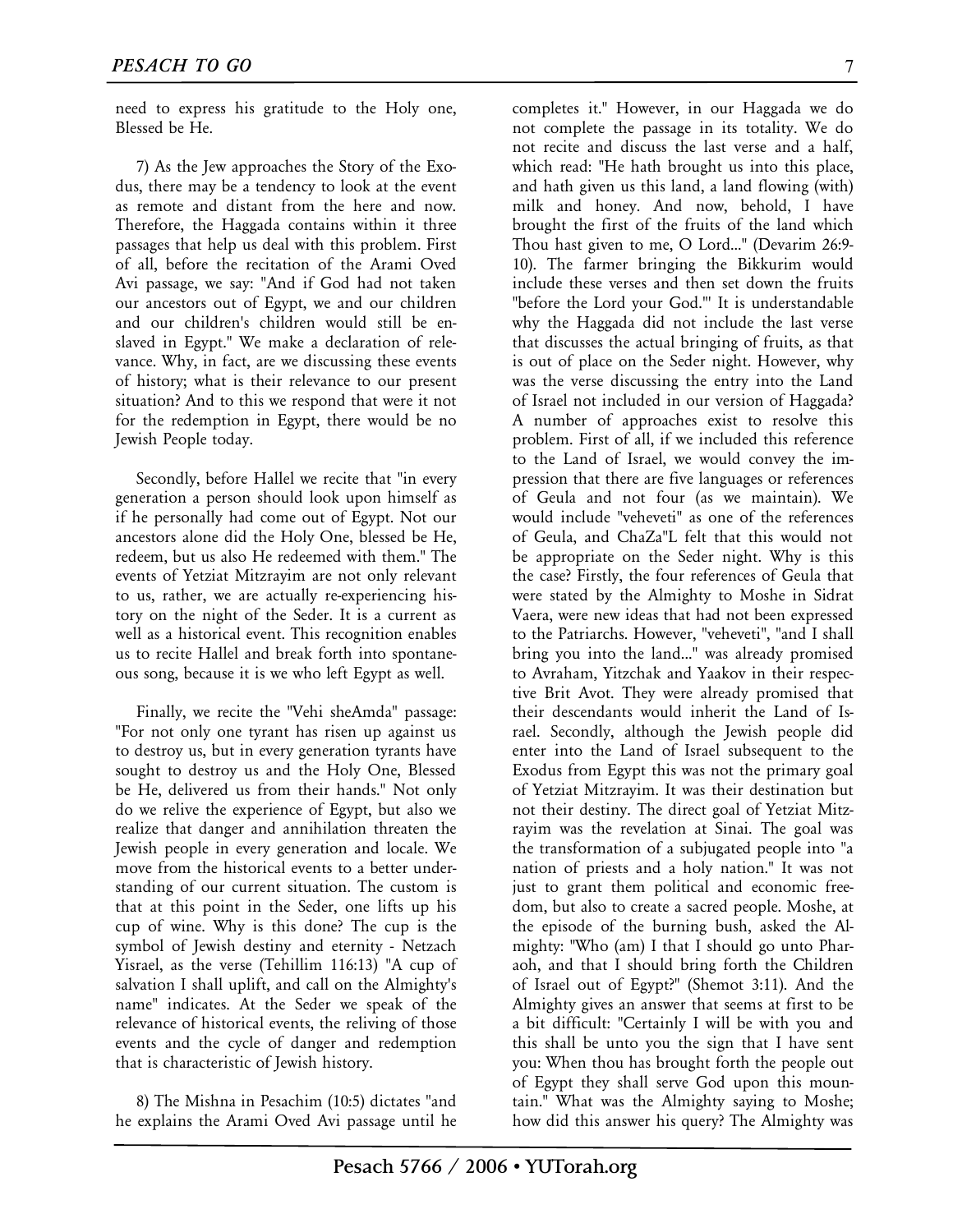need to express his gratitude to the Holy one, Blessed be He.

7) As the Jew approaches the Story of the Exodus, there may be a tendency to look at the event as remote and distant from the here and now. Therefore, the Haggada contains within it three passages that help us deal with this problem. First of all, before the recitation of the Arami Oved Avi passage, we say: "And if God had not taken our ancestors out of Egypt, we and our children and our children's children would still be enslaved in Egypt." We make a declaration of relevance. Why, in fact, are we discussing these events of history; what is their relevance to our present situation? And to this we respond that were it not for the redemption in Egypt, there would be no Jewish People today.

Secondly, before Hallel we recite that "in every generation a person should look upon himself as if he personally had come out of Egypt. Not our ancestors alone did the Holy One, blessed be He, redeem, but us also He redeemed with them." The events of Yetziat Mitzrayim are not only relevant to us, rather, we are actually re-experiencing history on the night of the Seder. It is a current as well as a historical event. This recognition enables us to recite Hallel and break forth into spontaneous song, because it is we who left Egypt as well.

Finally, we recite the "Vehi sheAmda" passage: "For not only one tyrant has risen up against us to destroy us, but in every generation tyrants have sought to destroy us and the Holy One, Blessed be He, delivered us from their hands." Not only do we relive the experience of Egypt, but also we realize that danger and annihilation threaten the Jewish people in every generation and locale. We move from the historical events to a better understanding of our current situation. The custom is that at this point in the Seder, one lifts up his cup of wine. Why is this done? The cup is the symbol of Jewish destiny and eternity - Netzach Yisrael, as the verse (Tehillim 116:13) "A cup of salvation I shall uplift, and call on the Almighty's name" indicates. At the Seder we speak of the relevance of historical events, the reliving of those events and the cycle of danger and redemption that is characteristic of Jewish history.

8) The Mishna in Pesachim (10:5) dictates "and he explains the Arami Oved Avi passage until he completes it." However, in our Haggada we do not complete the passage in its totality. We do not recite and discuss the last verse and a half, which read: "He hath brought us into this place, and hath given us this land, a land flowing (with) milk and honey. And now, behold, I have brought the first of the fruits of the land which Thou hast given to me, O Lord..." (Devarim 26:9-10). The farmer bringing the Bikkurim would include these verses and then set down the fruits "before the Lord your God."' It is understandable why the Haggada did not include the last verse that discusses the actual bringing of fruits, as that is out of place on the Seder night. However, why was the verse discussing the entry into the Land of Israel not included in our version of Haggada? A number of approaches exist to resolve this problem. First of all, if we included this reference to the Land of Israel, we would convey the impression that there are five languages or references of Geula and not four (as we maintain). We would include "veheveti" as one of the references of Geula, and ChaZa"L felt that this would not be appropriate on the Seder night. Why is this the case? Firstly, the four references of Geula that were stated by the Almighty to Moshe in Sidrat Vaera, were new ideas that had not been expressed to the Patriarchs. However, "veheveti", "and I shall bring you into the land..." was already promised to Avraham, Yitzchak and Yaakov in their respective Brit Avot. They were already promised that their descendants would inherit the Land of Israel. Secondly, although the Jewish people did enter into the Land of Israel subsequent to the Exodus from Egypt this was not the primary goal of Yetziat Mitzrayim. It was their destination but not their destiny. The direct goal of Yetziat Mitzrayim was the revelation at Sinai. The goal was the transformation of a subjugated people into "a nation of priests and a holy nation." It was not just to grant them political and economic freedom, but also to create a sacred people. Moshe, at the episode of the burning bush, asked the Almighty: "Who (am) I that I should go unto Pharaoh, and that I should bring forth the Children of Israel out of Egypt?" (Shemot 3:11). And the Almighty gives an answer that seems at first to be a bit difficult: "Certainly I will be with you and this shall be unto you the sign that I have sent you: When thou has brought forth the people out of Egypt they shall serve God upon this mountain." What was the Almighty saying to Moshe; how did this answer his query? The Almighty was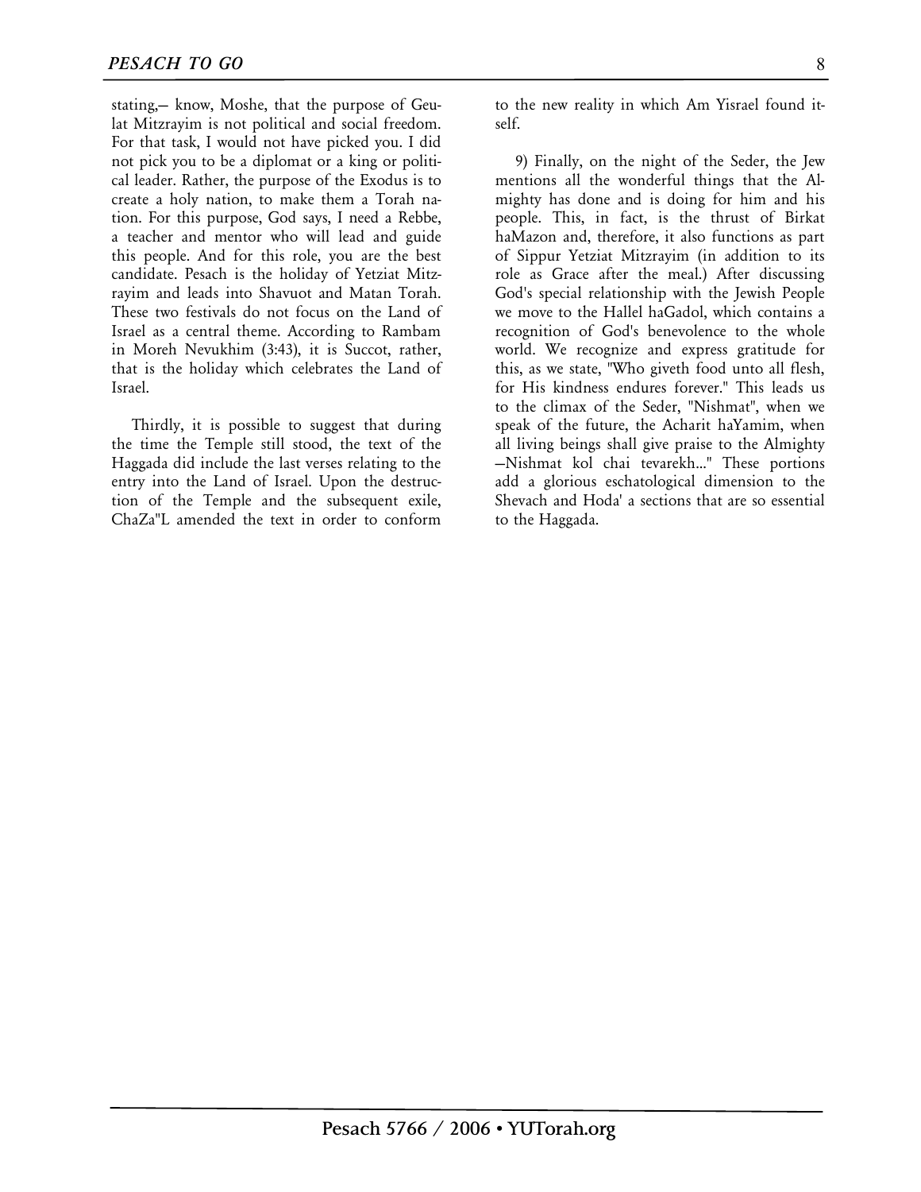stating,– know, Moshe, that the purpose of Geulat Mitzrayim is not political and social freedom. For that task, I would not have picked you. I did not pick you to be a diplomat or a king or political leader. Rather, the purpose of the Exodus is to create a holy nation, to make them a Torah nation. For this purpose, God says, I need a Rebbe, a teacher and mentor who will lead and guide this people. And for this role, you are the best candidate. Pesach is the holiday of Yetziat Mitzrayim and leads into Shavuot and Matan Torah. These two festivals do not focus on the Land of Israel as a central theme. According to Rambam in Moreh Nevukhim (3:43), it is Succot, rather, that is the holiday which celebrates the Land of Israel.

Thirdly, it is possible to suggest that during the time the Temple still stood, the text of the Haggada did include the last verses relating to the entry into the Land of Israel. Upon the destruction of the Temple and the subsequent exile, ChaZa"L amended the text in order to conform to the new reality in which Am Yisrael found itself.

9) Finally, on the night of the Seder, the Jew mentions all the wonderful things that the Almighty has done and is doing for him and his people. This, in fact, is the thrust of Birkat haMazon and, therefore, it also functions as part of Sippur Yetziat Mitzrayim (in addition to its role as Grace after the meal.) After discussing God's special relationship with the Jewish People we move to the Hallel haGadol, which contains a recognition of God's benevolence to the whole world. We recognize and express gratitude for this, as we state, "Who giveth food unto all flesh, for His kindness endures forever." This leads us to the climax of the Seder, "Nishmat", when we speak of the future, the Acharit haYamim, when all living beings shall give praise to the Almighty –Nishmat kol chai tevarekh..." These portions add a glorious eschatological dimension to the Shevach and Hoda' a sections that are so essential to the Haggada.